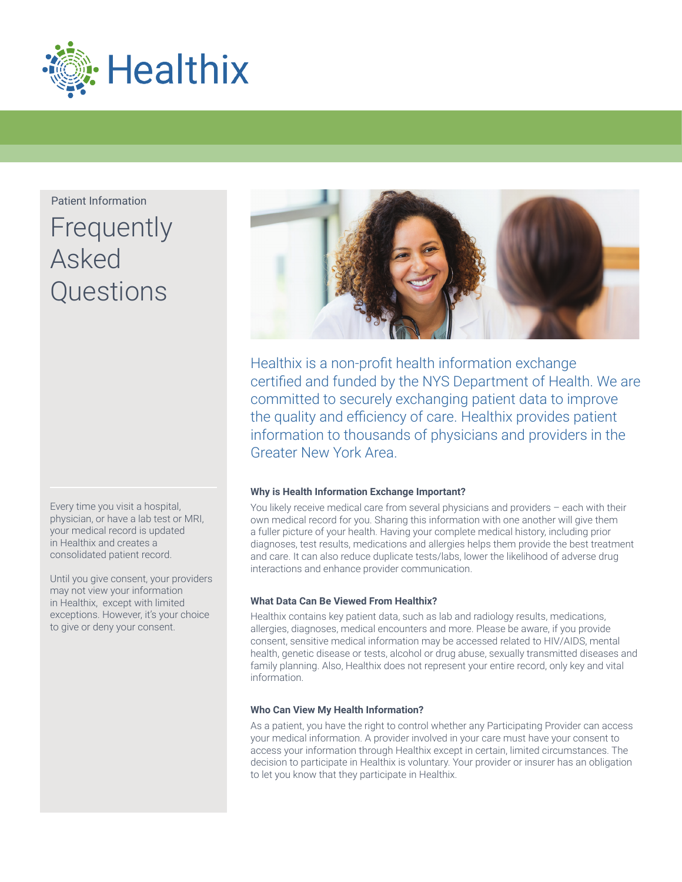# Healthix

Patient Information

## Frequently Asked Questions

Healthix is a non-profit health information exchange certified and funded by the NYS Department of Health. We are committed to securely exchanging patient data to improve the quality and efficiency of care. Healthix provides patient information to thousands of physicians and providers in the Greater New York Area.

Every time you visit a hospital, physician, or have a lab test or MRI, your medical record is updated in Healthix and creates a consolidated patient record.

Until you give consent, your providers may not view your information in Healthix, except with limited exceptions. However, it's your choice to give or deny your consent.

### Why is Health Information Exchange Important?

You likely receive medical care from several physicians and providers – each with their own medical record for you. Sharing this information with one another will give them a fuller picture of your health. Having your complete medical history, including prior diagnoses, test results, medications and allergies helps them provide the best treatment and care. It can also reduce duplicate tests/labs, lower the likelihood of adverse drug interactions and enhance provider communication.

### What Data Can Be Viewed From Healthix?

Healthix contains key patient data, such as lab and radiology results, medications, allergies, diagnoses, medical encounters and more. Please be aware, if you provide consent, sensitive medical information may be accessed related to HIV/AIDS, mental health, genetic disease or tests, alcohol or drug abuse, sexually transmitted diseases and family planning. Also, Healthix does not represent your entire record, only key and vital information.

### Who Can View My Health Information?

As a patient, you have the right to control whether any Participating Provider can access your medical information. A provider involved in your care must have your consent to access your information through Healthix except in certain, limited circumstances. The decision to participate in Healthix is voluntary. Your provider or insurer has an obligation to let you know that they participate in Healthix.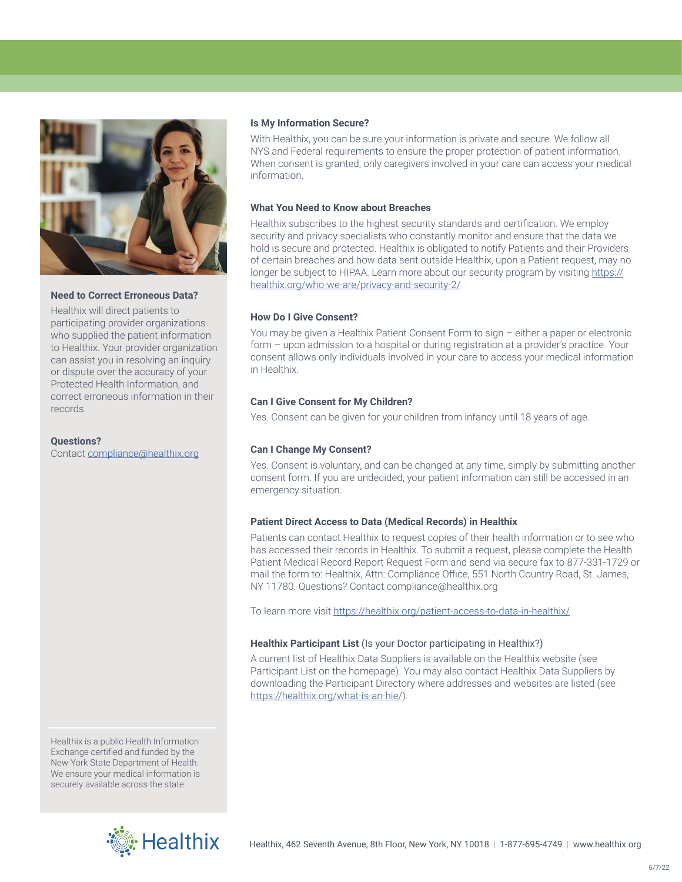### Need to Correct Erroneous Data?

Healthix will direct patients to participating provider organizations who supplied the patient information to Healthix. Your provider organization can assist you in resolving an inquiry or dispute over the accuracy of your Protected Health Information, and correct erroneous information in their records.

### Questions?

Contact compliance@healthix.org

Healthix is a public Health Information Exchange certified and funded by the New York State Department of Health. We ensure your medical information is securely available across the state.

### Is My Information Secure?

With Healthix, you can be sure your information is private and secure. We follow all NYS and Federal requirements to ensure the proper protection of patient information. When consent is granted, only caregivers involved in your care can access your medical information.

### What You Need to Know about Breaches

Healthix subscribes to the highest security standards and certification. We employ security and privacy specialists who constantly monitor and ensure that the data we hold is secure and protected. Healthix is obligated to notify Patients and their Providers of certain breaches and how data sent outside Healthix, upon a Patient request, may no longer be subject to HIPAA. Learn more about our security program by visiting https://healthix.org/who-we-are/privacy-and-security-2/

### How Do I Give Consent?

You may be given a Healthix Patient Consent Form to sign – either a paper or electronic form – upon admission to a hospital or during registration at a provider's practice. Your consent allows only individuals involved in your care to access your medical information in Healthix.

### Can I Give Consent for My Children?

Yes. Consent can be given for your children from infancy until 18 years of age.

### Can I Change My Consent?

Yes. Consent is voluntary, and can be changed at any time, simply by submitting another consent form. If you are undecided, your patient information can still be accessed in an emergency situation.

### Patient Direct Access to Data (Medical Records) in Healthix

Patients can contact Healthix to request copies of their health information or to see who has accessed their records in Healthix. To submit a request, please complete the Health Patient Medical Record Report Request Form and send via secure fax to 877-331-1729 or mail the form to: Healthix, Attn: Compliance Office, 551 North Country Road, St. James, NY 11780. Questions? Contact compliance@healthix.org

To learn more visit https://healthix.org/patient-access-to-data-in-healthix/

### **Healthix Participant List** (Is your Doctor participating in Healthix?)

A current list of Healthix Data Suppliers is available on the Healthix website (see Participant List on the homepage). You may also contact Healthix Data Suppliers by downloading the Participant Directory where addresses and websites are listed (see https://healthix.org/what-is-an-hie/).

Healthix

Healthix, 462 Seventh Avenue, 8th Floor, New York, NY 10018 | 1-877-695-4749 | www.healthix.org

6/7/22